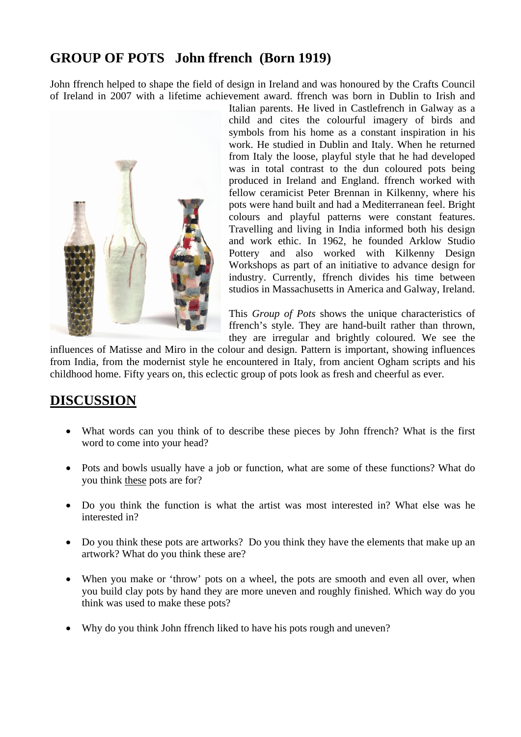## GROUP OF POTS John ffrench (Born 1919)

John ffrench helped to shape the field of design in Ireland and was honoured by the Crafts Council of Ireland in 2007 with a lifetime achievement award. ffrench was born in Dublin to Irish and Italian parents. He lived in Castlefrench in Galway as a child and cites the colourful imagery of birds and symbols from his home as a constant inspiration in his work. He studied in Dublin and Italy. When he returned from Italy the loose, playful style that he had developed was in total contrast to the dun coloured pots being produced in Ireland and England. ffrench worked with fellow ceramicist Peter Brennan in Kilkenny, where his pots were hand built and had a Mediterranean feel. Bright colours and playful patterns were constant features. Travelling and living in India informed both his design and work ethic. In 1962, he founded Arklow Studio Pottery and also worked with Kilkenny Design Workshops as part of an initiative to advance design for industry. Currently, ffrench divides his time between studios in Massachusetts in America and Galway, Ireland.

This *Group of Pots* shows the unique characteristics of ffrench's style. They are hand-built rather than thrown, they are irregular and brightly coloured. We see the influences of Matisse and Miro in the colour and design. Pattern is important, showing influences from India, from the modernist style he encountered in Italy, from ancient Ogham scripts and his childhood home. Fifty years on, this eclectic group of pots look as fresh and cheerful as ever.

## DISCUSSION

- What words can you think of to describe these pieces by John ffrench? What is the first word to come into your head?
- Pots and bowls usually have a job or function, what are some of these functions? What do you think these pots are for?
- Do you think the function is what the artist was most interested in? What else was he interested in?
- Do you think these pots are artworks? Do you think they have the elements that make up an artwork? What do you think these are?
- When you make or 'throw' pots on a wheel, the pots are smooth and even all over, when you build clay pots by hand they are more uneven and roughly finished. Which way do you think was used to make these pots?
- Why do you think John ffrench liked to have his pots rough and uneven?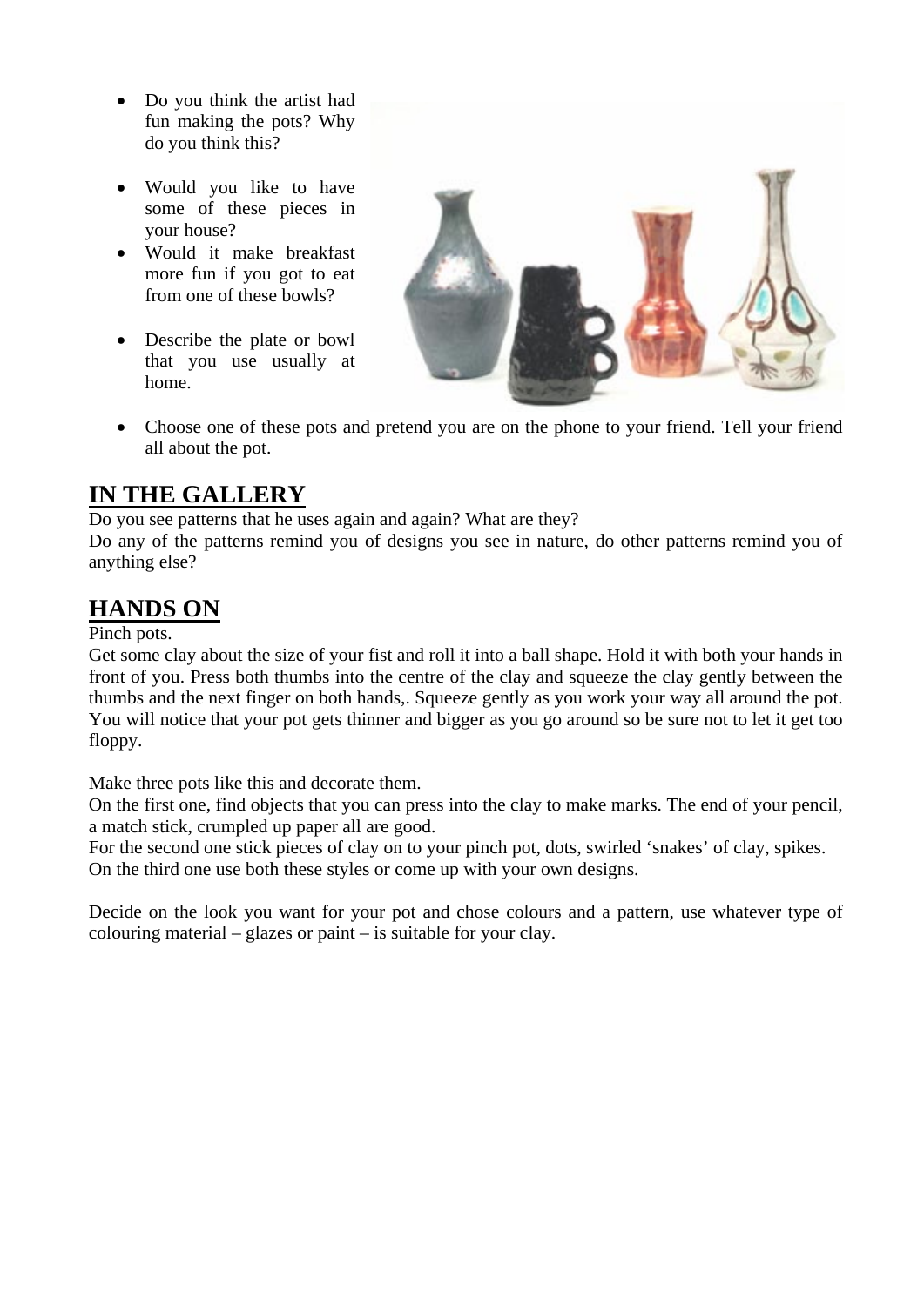- Do you think the artist had fun making the pots? Why do you think this?
- Would you like to have some of these pieces in your house?
- Would it make breakfast more fun if you got to eat from one of these bowls?
- Describe the plate or bowl that you use usually at home.
- Choose one of these pots and pretend you are on the phone to your friend. Tell your friend all about the pot.

## IN THE GALLERY

Do you see patterns that he uses again and again? What are they?
Do any of the patterns remind you of designs you see in nature, do other patterns remind you of anything else?

## HANDS ON

Pinch pots.
Get some clay about the size of your fist and roll it into a ball shape. Hold it with both your hands in front of you. Press both thumbs into the centre of the clay and squeeze the clay gently between the thumbs and the next finger on both hands,. Squeeze gently as you work your way all around the pot. You will notice that your pot gets thinner and bigger as you go around so be sure not to let it get too floppy.

Make three pots like this and decorate them.
On the first one, find objects that you can press into the clay to make marks. The end of your pencil, a match stick, crumpled up paper all are good.
For the second one stick pieces of clay on to your pinch pot, dots, swirled 'snakes' of clay, spikes.
On the third one use both these styles or come up with your own designs.

Decide on the look you want for your pot and chose colours and a pattern, use whatever type of colouring material – glazes or paint – is suitable for your clay.